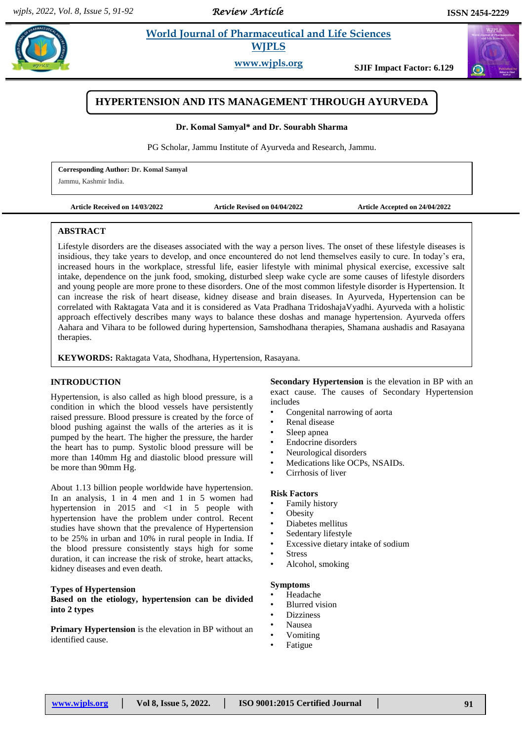# HYPERTENSION AND ITS MANAGEMENT THROUGH AYURVEDA

**Dr. Komal Samyal\* and Dr. Sourabh Sharma**

PG Scholar, Jammu Institute of Ayurveda and Research, Jammu.

**Corresponding Author: Dr. Komal Samyal**
Jammu, Kashmir India.

**Article Received on 14/03/2022** **Article Revised on 04/04/2022** **Article Accepted on 24/04/2022**

## ABSTRACT

Lifestyle disorders are the diseases associated with the way a person lives. The onset of these lifestyle diseases is insidious, they take years to develop, and once encountered do not lend themselves easily to cure. In today's era, increased hours in the workplace, stressful life, easier lifestyle with minimal physical exercise, excessive salt intake, dependence on the junk food, smoking, disturbed sleep wake cycle are some causes of lifestyle disorders and young people are more prone to these disorders. One of the most common lifestyle disorder is Hypertension. It can increase the risk of heart disease, kidney disease and brain diseases. In Ayurveda, Hypertension can be correlated with Raktagata Vata and it is considered as Vata Pradhana TridoshajaVyadhi. Ayurveda with a holistic approach effectively describes many ways to balance these doshas and manage hypertension. Ayurveda offers Aahara and Vihara to be followed during hypertension, Samshodhana therapies, Shamana aushadis and Rasayana therapies.

**KEYWORDS:** Raktagata Vata, Shodhana, Hypertension, Rasayana.

## INTRODUCTION

Hypertension, is also called as high blood pressure, is a condition in which the blood vessels have persistently raised pressure. Blood pressure is created by the force of blood pushing against the walls of the arteries as it is pumped by the heart. The higher the pressure, the harder the heart has to pump. Systolic blood pressure will be more than 140mm Hg and diastolic blood pressure will be more than 90mm Hg.

About 1.13 billion people worldwide have hypertension. In an analysis, 1 in 4 men and 1 in 5 women had hypertension in 2015 and <1 in 5 people with hypertension have the problem under control. Recent studies have shown that the prevalence of Hypertension to be 25% in urban and 10% in rural people in India. If the blood pressure consistently stays high for some duration, it can increase the risk of stroke, heart attacks, kidney diseases and even death.

### Types of Hypertension

**Based on the etiology, hypertension can be divided into 2 types**

**Primary Hypertension** is the elevation in BP without an identified cause.

**Secondary Hypertension** is the elevation in BP with an exact cause. The causes of Secondary Hypertension includes

- Congenital narrowing of aorta
- Renal disease
- Sleep apnea
- Endocrine disorders
- Neurological disorders
- Medications like OCPs, NSAIDs.
- Cirrhosis of liver

### Risk Factors

- Family history
- Obesity
- Diabetes mellitus
- Sedentary lifestyle
- Excessive dietary intake of sodium
- Stress
- Alcohol, smoking

### Symptoms

- Headache
- Blurred vision
- Dizziness
- Nausea
- Vomiting
- Fatigue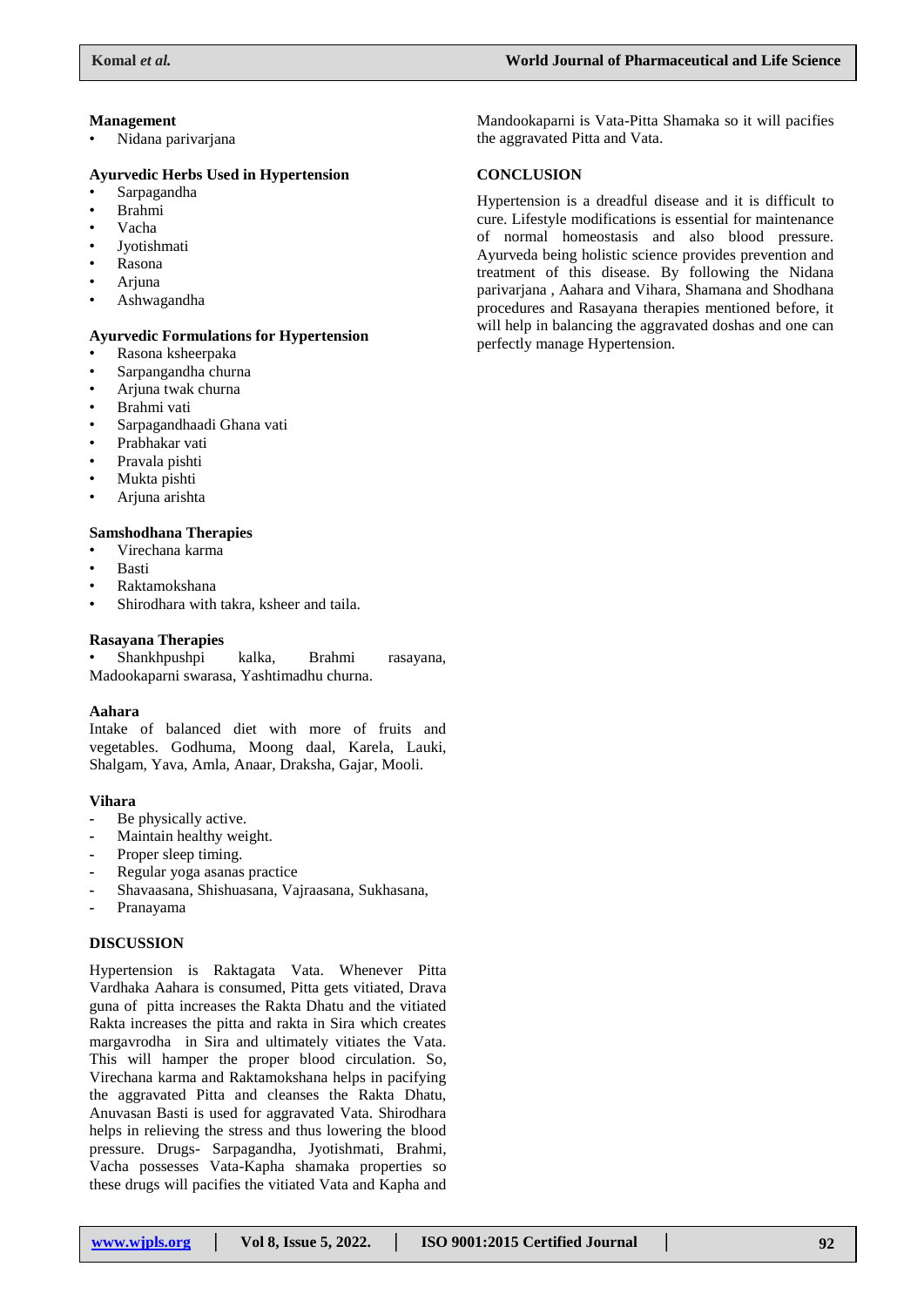### Management

- Nidana parivarjana

### Ayurvedic Herbs Used in Hypertension

- Sarpagandha
- Brahmi
- Vacha
- Jyotishmati
- Rasona
- Arjuna
- Ashwagandha

### Ayurvedic Formulations for Hypertension

- Rasona ksheerpaka
- Sarpangandha churna
- Arjuna twak churna
- Brahmi vati
- Sarpagandhaadi Ghana vati
- Prabhakar vati
- Pravala pishti
- Mukta pishti
- Arjuna arishta

### Samshodhana Therapies

- Virechana karma
- Basti
- Raktamokshana
- Shirodhara with takra, ksheer and taila.

### Rasayana Therapies

- Shankhpushpi kalka, Brahmi rasayana, Madookaparni swarasa, Yashtimadhu churna.

### Aahara

Intake of balanced diet with more of fruits and vegetables. Godhuma, Moong daal, Karela, Lauki, Shalgam, Yava, Amla, Anaar, Draksha, Gajar, Mooli.

### Vihara

- Be physically active.
- Maintain healthy weight.
- Proper sleep timing.
- Regular yoga asanas practice
- Shavaasana, Shishuasana, Vajraasana, Sukhasana,
- Pranayama

## DISCUSSION

Hypertension is Raktagata Vata. Whenever Pitta Vardhaka Aahara is consumed, Pitta gets vitiated, Drava guna of pitta increases the Rakta Dhatu and the vitiated Rakta increases the pitta and rakta in Sira which creates margavrodha in Sira and ultimately vitiates the Vata. This will hamper the proper blood circulation. So, Virechana karma and Raktamokshana helps in pacifying the aggravated Pitta and cleanses the Rakta Dhatu, Anuvasan Basti is used for aggravated Vata. Shirodhara helps in relieving the stress and thus lowering the blood pressure. Drugs- Sarpagandha, Jyotishmati, Brahmi, Vacha possesses Vata-Kapha shamaka properties so these drugs will pacifies the vitiated Vata and Kapha and Mandookaparni is Vata-Pitta Shamaka so it will pacifies the aggravated Pitta and Vata.

## CONCLUSION

Hypertension is a dreadful disease and it is difficult to cure. Lifestyle modifications is essential for maintenance of normal homeostasis and also blood pressure. Ayurveda being holistic science provides prevention and treatment of this disease. By following the Nidana parivarjana , Aahara and Vihara, Shamana and Shodhana procedures and Rasayana therapies mentioned before, it will help in balancing the aggravated doshas and one can perfectly manage Hypertension.